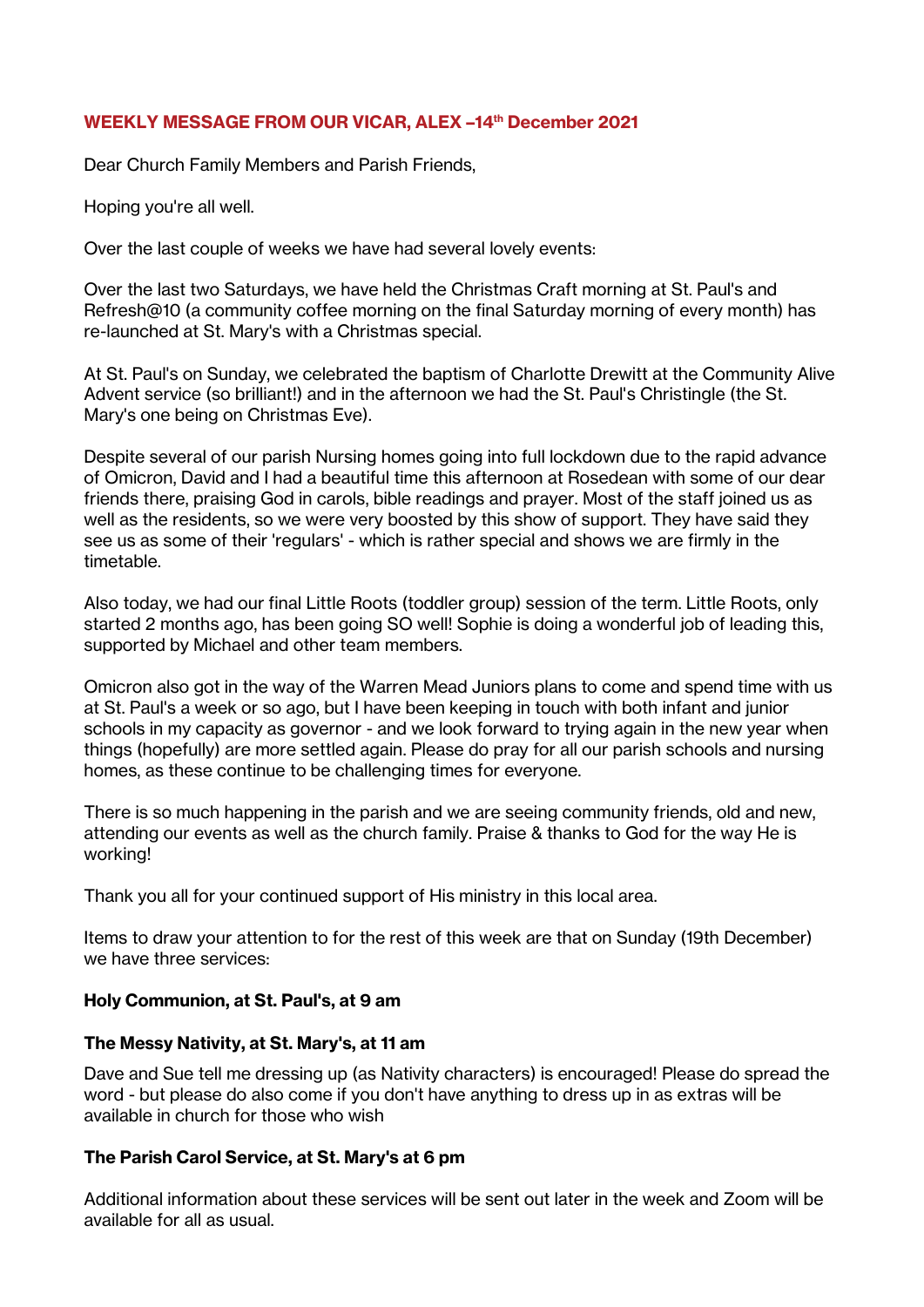## WEEKLY MESSAGE FROM OUR VICAR, ALEX –14th December 2021

Dear Church Family Members and Parish Friends,

Hoping you're all well.

Over the last couple of weeks we have had several lovely events:

Over the last two Saturdays, we have held the Christmas Craft morning at St. Paul's and Refresh@10 (a community coffee morning on the final Saturday morning of every month) has re-launched at St. Mary's with a Christmas special.

At St. Paul's on Sunday, we celebrated the baptism of Charlotte Drewitt at the Community Alive Advent service (so brilliant!) and in the afternoon we had the St. Paul's Christingle (the St. Mary's one being on Christmas Eve).

Despite several of our parish Nursing homes going into full lockdown due to the rapid advance of Omicron, David and I had a beautiful time this afternoon at Rosedean with some of our dear friends there, praising God in carols, bible readings and prayer. Most of the staff joined us as well as the residents, so we were very boosted by this show of support. They have said they see us as some of their 'regulars' - which is rather special and shows we are firmly in the timetable.

Also today, we had our final Little Roots (toddler group) session of the term. Little Roots, only started 2 months ago, has been going SO well! Sophie is doing a wonderful job of leading this, supported by Michael and other team members.

Omicron also got in the way of the Warren Mead Juniors plans to come and spend time with us at St. Paul's a week or so ago, but I have been keeping in touch with both infant and junior schools in my capacity as governor - and we look forward to trying again in the new year when things (hopefully) are more settled again. Please do pray for all our parish schools and nursing homes, as these continue to be challenging times for everyone.

There is so much happening in the parish and we are seeing community friends, old and new, attending our events as well as the church family. Praise & thanks to God for the way He is working!

Thank you all for your continued support of His ministry in this local area.

Items to draw your attention to for the rest of this week are that on Sunday (19th December) we have three services:

**Holy Communion, at St. Paul's, at 9 am**

**The Messy Nativity, at St. Mary's, at 11 am**

Dave and Sue tell me dressing up (as Nativity characters) is encouraged! Please do spread the word - but please do also come if you don't have anything to dress up in as extras will be available in church for those who wish

**The Parish Carol Service, at St. Mary's at 6 pm**

Additional information about these services will be sent out later in the week and Zoom will be available for all as usual.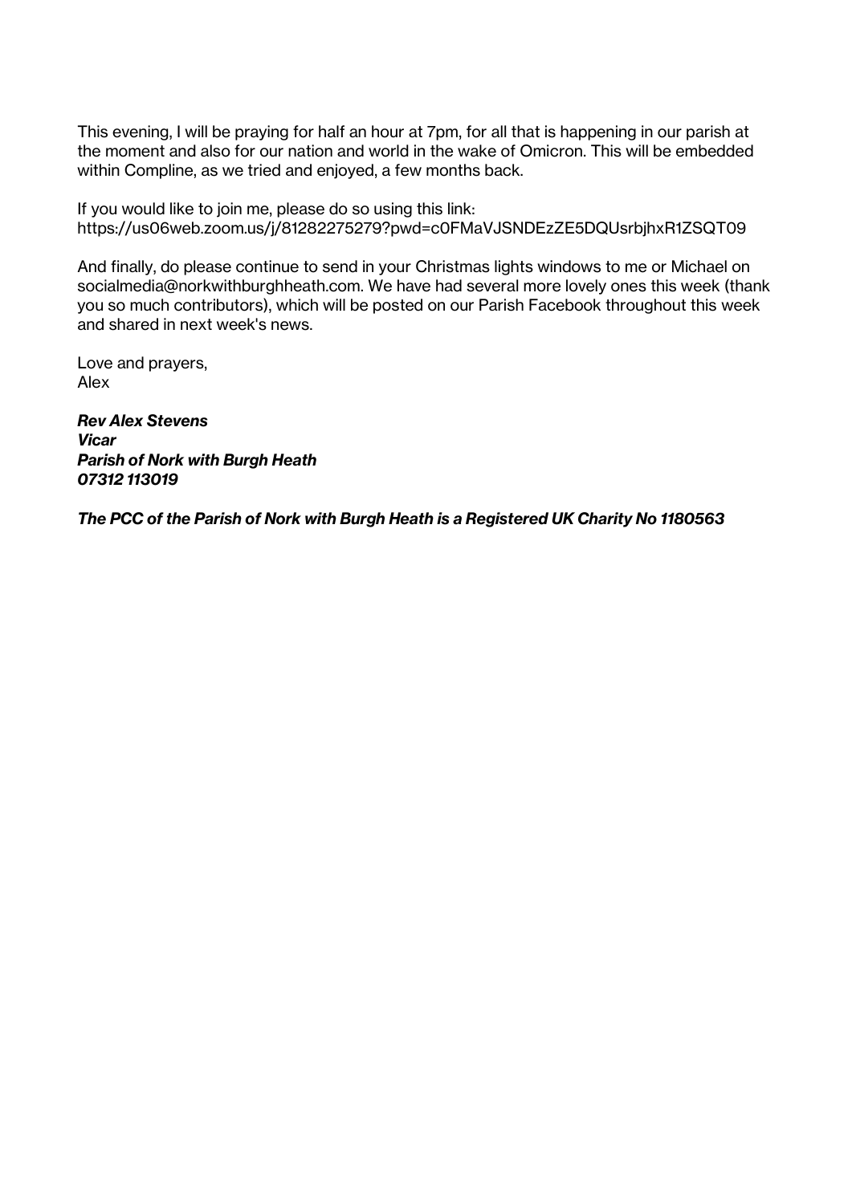This evening, I will be praying for half an hour at 7pm, for all that is happening in our parish at the moment and also for our nation and world in the wake of Omicron. This will be embedded within Compline, as we tried and enjoyed, a few months back.

If you would like to join me, please do so using this link:
https://us06web.zoom.us/j/81282275279?pwd=c0FMaVJSNDEzZE5DQUsrbjhxR1ZSQT09

And finally, do please continue to send in your Christmas lights windows to me or Michael on socialmedia@norkwithburghheath.com. We have had several more lovely ones this week (thank you so much contributors), which will be posted on our Parish Facebook throughout this week and shared in next week's news.

Love and prayers,
Alex

***Rev Alex Stevens***
***Vicar***
***Parish of Nork with Burgh Heath***
***07312 113019***

***The PCC of the Parish of Nork with Burgh Heath is a Registered UK Charity No 1180563***